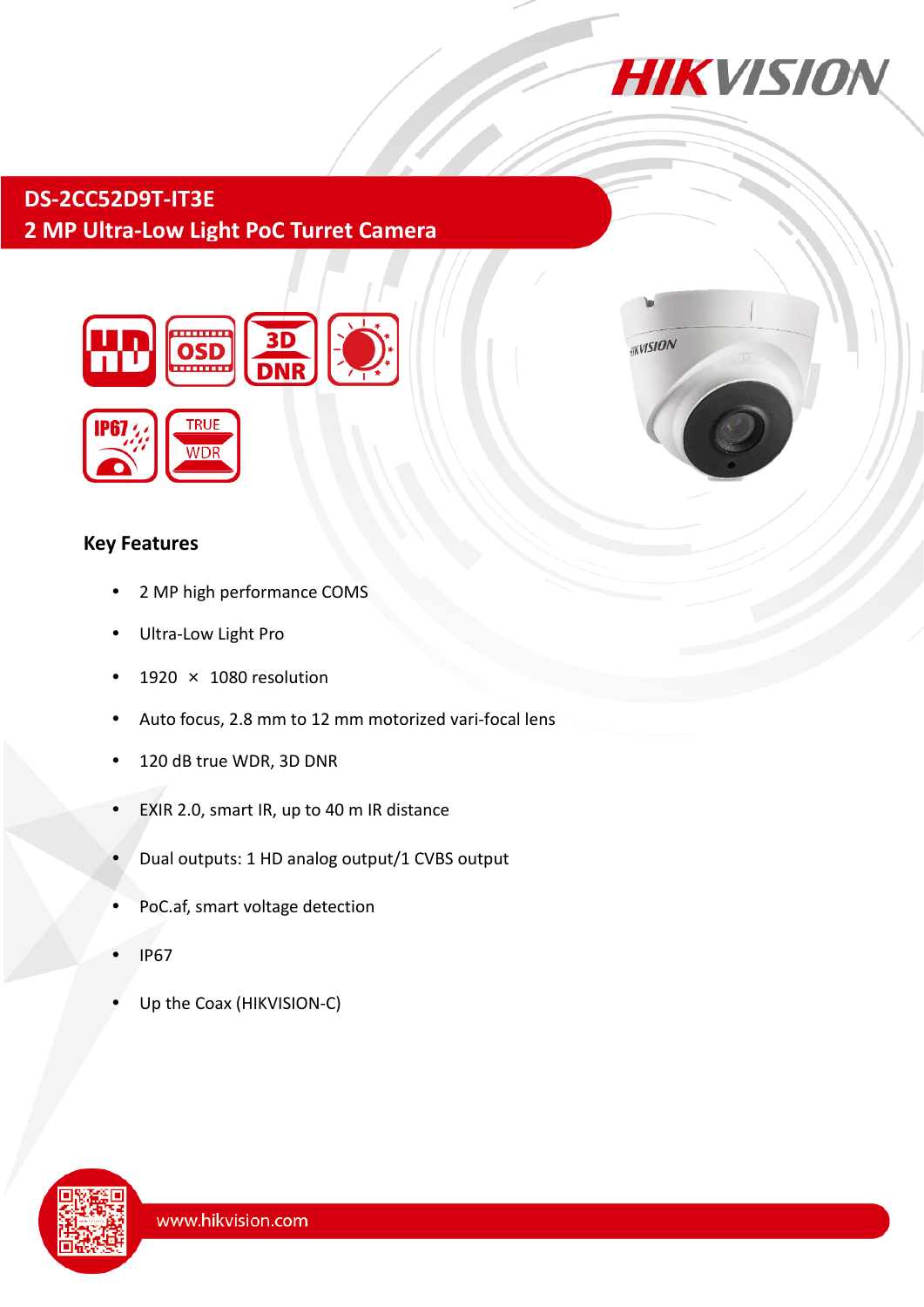# DS-2CC52D9T-IT3E

## 2 MP Ultra-Low Light PoC Turret Camera

### Key Features

- 2 MP high performance COMS
- Ultra-Low Light Pro
- 1920 × 1080 resolution
- Auto focus, 2.8 mm to 12 mm motorized vari-focal lens
- 120 dB true WDR, 3D DNR
- EXIR 2.0, smart IR, up to 40 m IR distance
- Dual outputs: 1 HD analog output/1 CVBS output
- PoC.af, smart voltage detection
- IP67
- Up the Coax (HIKVISION-C)

www.hikvision.com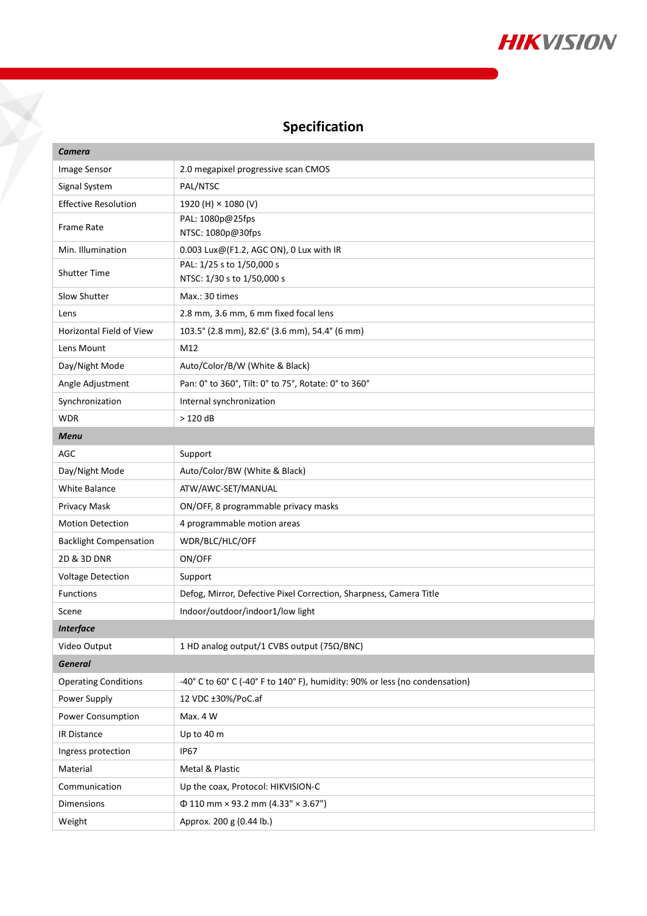# Specification

| **Camera** | |
|---|---|
| Image Sensor | 2.0 megapixel progressive scan CMOS |
| Signal System | PAL/NTSC |
| Effective Resolution | 1920 (H) × 1080 (V) |
| Frame Rate | PAL: 1080p@25fps<br>NTSC: 1080p@30fps |
| Min. Illumination | 0.003 Lux@(F1.2, AGC ON), 0 Lux with IR |
| Shutter Time | PAL: 1/25 s to 1/50,000 s<br>NTSC: 1/30 s to 1/50,000 s |
| Slow Shutter | Max.: 30 times |
| Lens | 2.8 mm, 3.6 mm, 6 mm fixed focal lens |
| Horizontal Field of View | 103.5° (2.8 mm), 82.6° (3.6 mm), 54.4° (6 mm) |
| Lens Mount | M12 |
| Day/Night Mode | Auto/Color/B/W (White & Black) |
| Angle Adjustment | Pan: 0° to 360°, Tilt: 0° to 75°, Rotate: 0° to 360° |
| Synchronization | Internal synchronization |
| WDR | > 120 dB |
| **Menu** | |
| AGC | Support |
| Day/Night Mode | Auto/Color/BW (White & Black) |
| White Balance | ATW/AWC-SET/MANUAL |
| Privacy Mask | ON/OFF, 8 programmable privacy masks |
| Motion Detection | 4 programmable motion areas |
| Backlight Compensation | WDR/BLC/HLC/OFF |
| 2D & 3D DNR | ON/OFF |
| Voltage Detection | Support |
| Functions | Defog, Mirror, Defective Pixel Correction, Sharpness, Camera Title |
| Scene | Indoor/outdoor/indoor1/low light |
| **Interface** | |
| Video Output | 1 HD analog output/1 CVBS output (75Ω/BNC) |
| **General** | |
| Operating Conditions | -40° C to 60° C (-40° F to 140° F), humidity: 90% or less (no condensation) |
| Power Supply | 12 VDC ±30%/PoC.af |
| Power Consumption | Max. 4 W |
| IR Distance | Up to 40 m |
| Ingress protection | IP67 |
| Material | Metal & Plastic |
| Communication | Up the coax, Protocol: HIKVISION-C |
| Dimensions | Φ 110 mm × 93.2 mm (4.33" × 3.67") |
| Weight | Approx. 200 g (0.44 lb.) |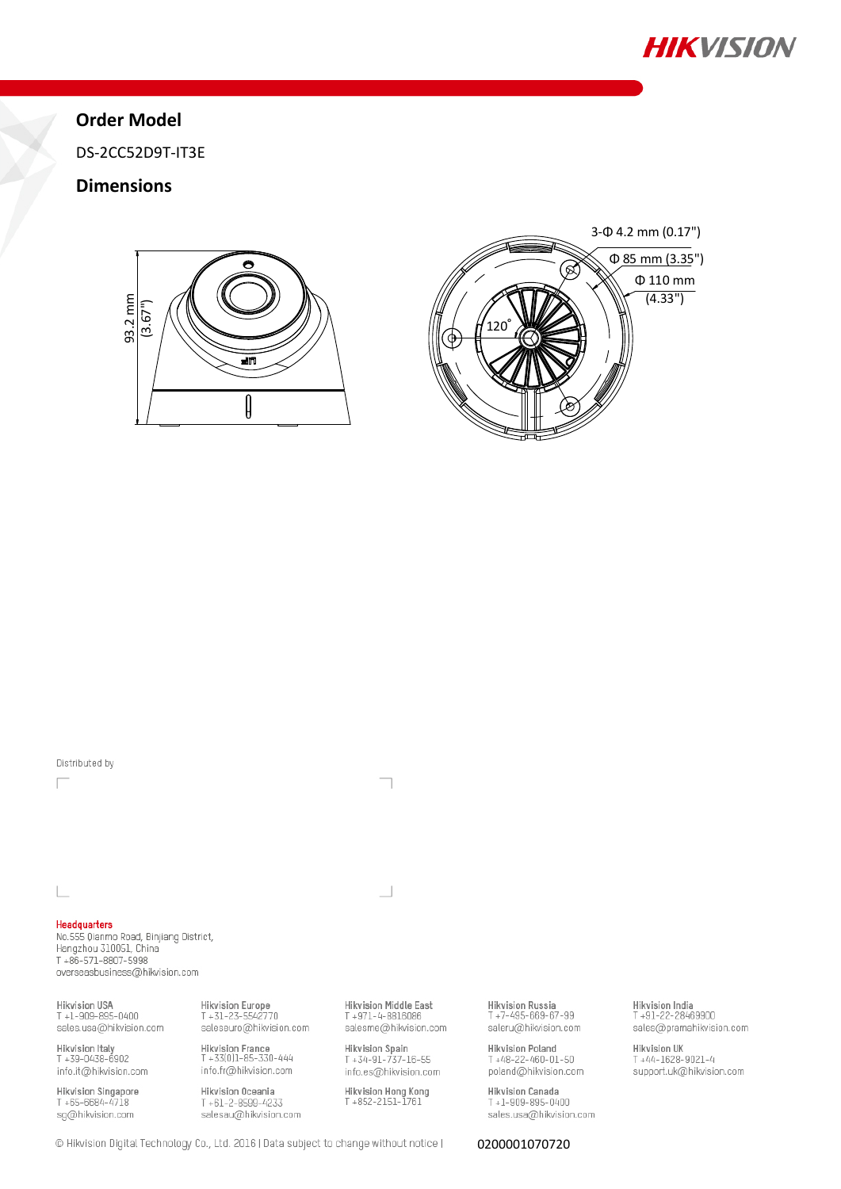## Order Model

DS-2CC52D9T-IT3E

## Dimensions

93.2 mm
(3.67")

3-Φ 4.2 mm (0.17")

Φ 85 mm (3.35")

Φ 110 mm
(4.33")

120°

Distributed by

**Headquarters**
No.555 Qianmo Road, Binjiang District,
Hangzhou 310051, China
T +86-571-8807-5998
overseasbusiness@hikvision.com

**Hikvision USA**
T +1-909-895-0400
sales.usa@hikvision.com

**Hikvision Italy**
T +39-0438-6902
info.it@hikvision.com

**Hikvision Singapore**
T +65-6684-4718
sg@hikvision.com

**Hikvision Europe**
T +31-23-5542770
saleseuro@hikvision.com

**Hikvision France**
T +33(0)1-85-330-444
info.fr@hikvision.com

**Hikvision Oceania**
T +61-2-8599-4233
salesau@hikvision.com

**Hikvision Middle East**
T +971-4-8816086
salesme@hikvision.com

**Hikvision Spain**
T +34-91-737-16-55
info.es@hikvision.com

**Hikvision Hong Kong**
T +852-2151-1761

**Hikvision Russia**
T +7-495-669-67-99
saleru@hikvision.com

**Hikvision Poland**
T +48-22-460-01-50
poland@hikvision.com

**Hikvision Canada**
T +1-909-895-0400
sales.usa@hikvision.com

**Hikvision India**
T +91-22-28469900
sales@pramahikvision.com

**Hikvision UK**
T +44-1628-9021-4
support.uk@hikvision.com

© Hikvision Digital Technology Co., Ltd. 2016 | Data subject to change without notice | 0200001070720